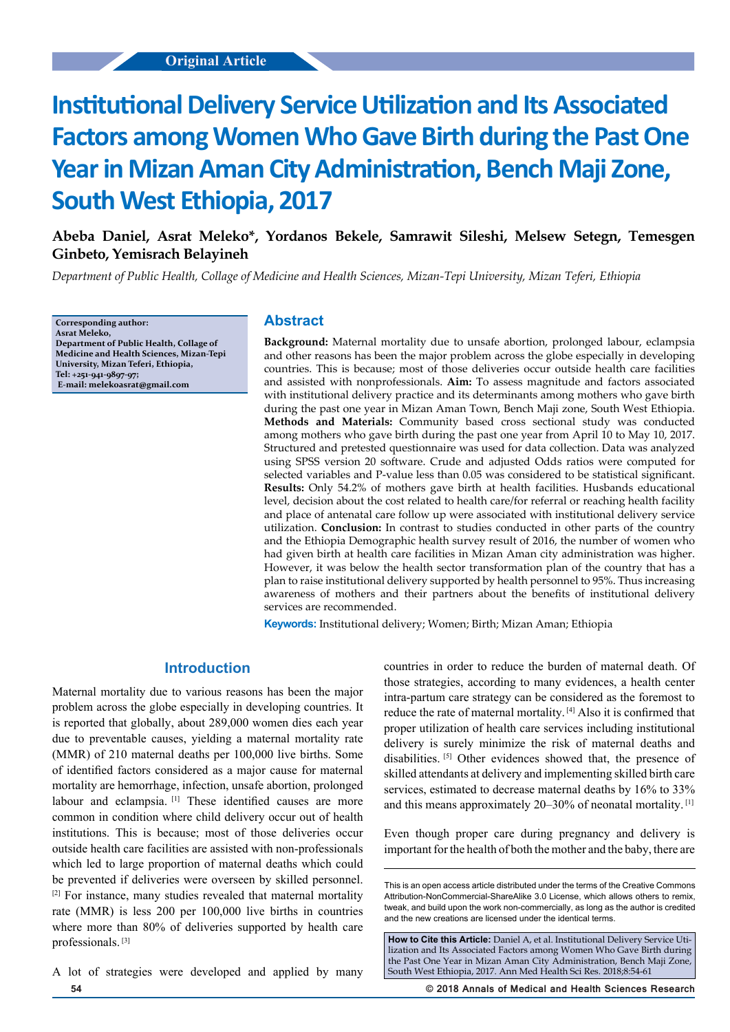Original Article

# Institutional Delivery Service Utilization and Its Associated Factors among Women Who Gave Birth during the Past One Year in Mizan Aman City Administration, Bench Maji Zone, South West Ethiopia, 2017

**Abeba Daniel, Asrat Meleko\*, Yordanos Bekele, Samrawit Sileshi, Melsew Setegn, Temesgen Ginbeto, Yemisrach Belayineh**

*Department of Public Health, Collage of Medicine and Health Sciences, Mizan-Tepi University, Mizan Teferi, Ethiopia*

**Corresponding author:**
**Asrat Meleko,**
**Department of Public Health, Collage of Medicine and Health Sciences, Mizan-Tepi University, Mizan Teferi, Ethiopia,**
**Tel: +251-941-9897-97;**
**E-mail: melekoasrat@gmail.com**

## Abstract

**Background:** Maternal mortality due to unsafe abortion, prolonged labour, eclampsia and other reasons has been the major problem across the globe especially in developing countries. This is because; most of those deliveries occur outside health care facilities and assisted with nonprofessionals. **Aim:** To assess magnitude and factors associated with institutional delivery practice and its determinants among mothers who gave birth during the past one year in Mizan Aman Town, Bench Maji zone, South West Ethiopia. **Methods and Materials:** Community based cross sectional study was conducted among mothers who gave birth during the past one year from April 10 to May 10, 2017. Structured and pretested questionnaire was used for data collection. Data was analyzed using SPSS version 20 software. Crude and adjusted Odds ratios were computed for selected variables and P-value less than 0.05 was considered to be statistical significant. **Results:** Only 54.2% of mothers gave birth at health facilities. Husbands educational level, decision about the cost related to health care/for referral or reaching health facility and place of antenatal care follow up were associated with institutional delivery service utilization. **Conclusion:** In contrast to studies conducted in other parts of the country and the Ethiopia Demographic health survey result of 2016, the number of women who had given birth at health care facilities in Mizan Aman city administration was higher. However, it was below the health sector transformation plan of the country that has a plan to raise institutional delivery supported by health personnel to 95%. Thus increasing awareness of mothers and their partners about the benefits of institutional delivery services are recommended.

**Keywords:** Institutional delivery; Women; Birth; Mizan Aman; Ethiopia

## Introduction

Maternal mortality due to various reasons has been the major problem across the globe especially in developing countries. It is reported that globally, about 289,000 women dies each year due to preventable causes, yielding a maternal mortality rate (MMR) of 210 maternal deaths per 100,000 live births. Some of identified factors considered as a major cause for maternal mortality are hemorrhage, infection, unsafe abortion, prolonged labour and eclampsia. [1] These identified causes are more common in condition where child delivery occur out of health institutions. This is because; most of those deliveries occur outside health care facilities are assisted with non-professionals which led to large proportion of maternal deaths which could be prevented if deliveries were overseen by skilled personnel. [2] For instance, many studies revealed that maternal mortality rate (MMR) is less 200 per 100,000 live births in countries where more than 80% of deliveries supported by health care professionals. [3]

A lot of strategies were developed and applied by many countries in order to reduce the burden of maternal death. Of those strategies, according to many evidences, a health center intra-partum care strategy can be considered as the foremost to reduce the rate of maternal mortality. [4] Also it is confirmed that proper utilization of health care services including institutional delivery is surely minimize the risk of maternal deaths and disabilities. [5] Other evidences showed that, the presence of skilled attendants at delivery and implementing skilled birth care services, estimated to decrease maternal deaths by 16% to 33% and this means approximately 20–30% of neonatal mortality. [1]

Even though proper care during pregnancy and delivery is important for the health of both the mother and the baby, there are

This is an open access article distributed under the terms of the Creative Commons Attribution-NonCommercial-ShareAlike 3.0 License, which allows others to remix, tweak, and build upon the work non-commercially, as long as the author is credited and the new creations are licensed under the identical terms.

**How to Cite this Article:** Daniel A, et al. Institutional Delivery Service Utilization and Its Associated Factors among Women Who Gave Birth during the Past One Year in Mizan Aman City Administration, Bench Maji Zone, South West Ethiopia, 2017. Ann Med Health Sci Res. 2018;8:54-61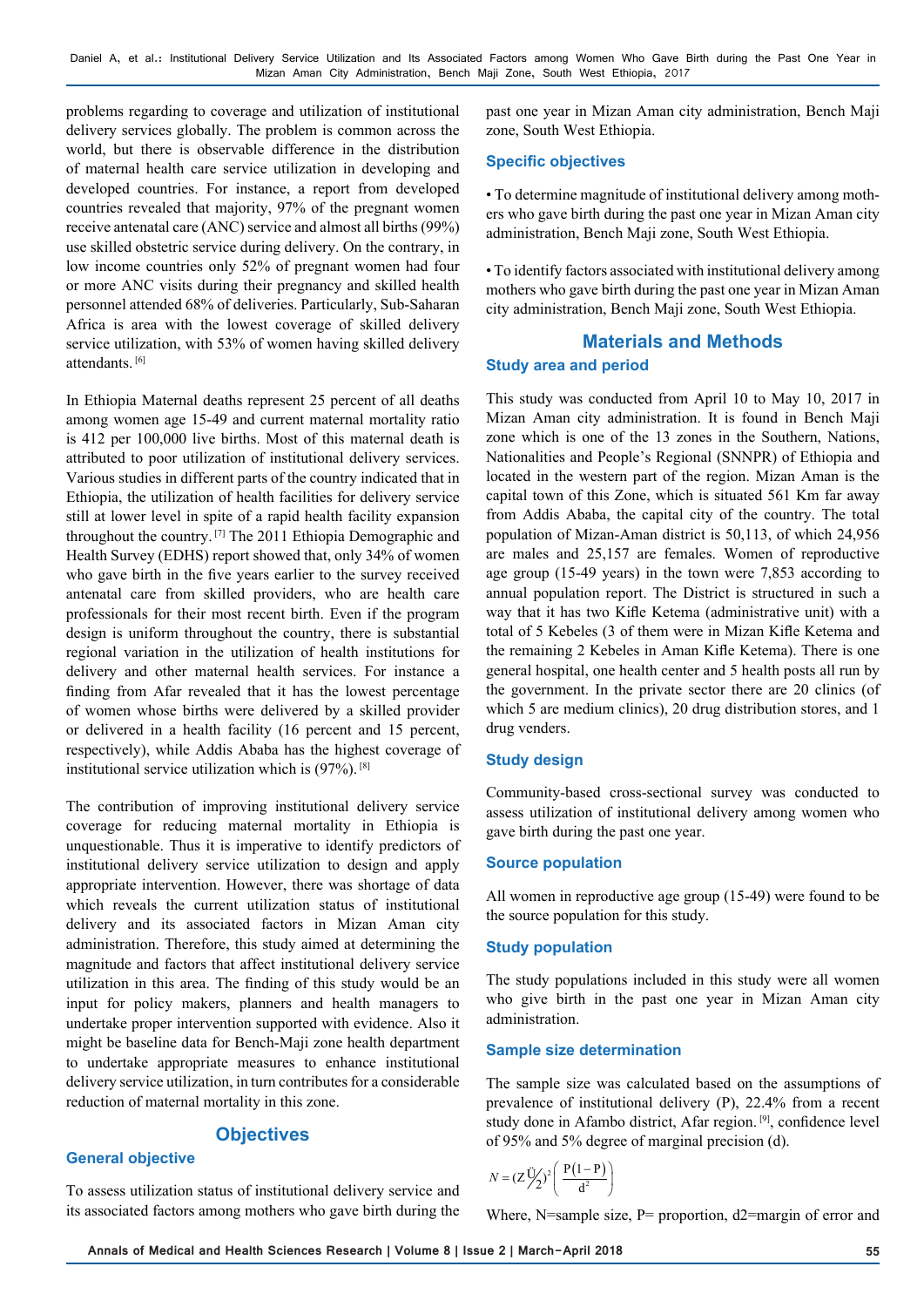problems regarding to coverage and utilization of institutional delivery services globally. The problem is common across the world, but there is observable difference in the distribution of maternal health care service utilization in developing and developed countries. For instance, a report from developed countries revealed that majority, 97% of the pregnant women receive antenatal care (ANC) service and almost all births (99%) use skilled obstetric service during delivery. On the contrary, in low income countries only 52% of pregnant women had four or more ANC visits during their pregnancy and skilled health personnel attended 68% of deliveries. Particularly, Sub-Saharan Africa is area with the lowest coverage of skilled delivery service utilization, with 53% of women having skilled delivery attendants. [6]

In Ethiopia Maternal deaths represent 25 percent of all deaths among women age 15-49 and current maternal mortality ratio is 412 per 100,000 live births. Most of this maternal death is attributed to poor utilization of institutional delivery services. Various studies in different parts of the country indicated that in Ethiopia, the utilization of health facilities for delivery service still at lower level in spite of a rapid health facility expansion throughout the country. [7] The 2011 Ethiopia Demographic and Health Survey (EDHS) report showed that, only 34% of women who gave birth in the five years earlier to the survey received antenatal care from skilled providers, who are health care professionals for their most recent birth. Even if the program design is uniform throughout the country, there is substantial regional variation in the utilization of health institutions for delivery and other maternal health services. For instance a finding from Afar revealed that it has the lowest percentage of women whose births were delivered by a skilled provider or delivered in a health facility (16 percent and 15 percent, respectively), while Addis Ababa has the highest coverage of institutional service utilization which is (97%). [8]

The contribution of improving institutional delivery service coverage for reducing maternal mortality in Ethiopia is unquestionable. Thus it is imperative to identify predictors of institutional delivery service utilization to design and apply appropriate intervention. However, there was shortage of data which reveals the current utilization status of institutional delivery and its associated factors in Mizan Aman city administration. Therefore, this study aimed at determining the magnitude and factors that affect institutional delivery service utilization in this area. The finding of this study would be an input for policy makers, planners and health managers to undertake proper intervention supported with evidence. Also it might be baseline data for Bench-Maji zone health department to undertake appropriate measures to enhance institutional delivery service utilization, in turn contributes for a considerable reduction of maternal mortality in this zone.

## Objectives

### General objective

To assess utilization status of institutional delivery service and its associated factors among mothers who gave birth during the past one year in Mizan Aman city administration, Bench Maji zone, South West Ethiopia.

### Specific objectives

- To determine magnitude of institutional delivery among mothers who gave birth during the past one year in Mizan Aman city administration, Bench Maji zone, South West Ethiopia.

- To identify factors associated with institutional delivery among mothers who gave birth during the past one year in Mizan Aman city administration, Bench Maji zone, South West Ethiopia.

## Materials and Methods

### Study area and period

This study was conducted from April 10 to May 10, 2017 in Mizan Aman city administration. It is found in Bench Maji zone which is one of the 13 zones in the Southern, Nations, Nationalities and People's Regional (SNNPR) of Ethiopia and located in the western part of the region. Mizan Aman is the capital town of this Zone, which is situated 561 Km far away from Addis Ababa, the capital city of the country. The total population of Mizan-Aman district is 50,113, of which 24,956 are males and 25,157 are females. Women of reproductive age group (15-49 years) in the town were 7,853 according to annual population report. The District is structured in such a way that it has two Kifle Ketema (administrative unit) with a total of 5 Kebeles (3 of them were in Mizan Kifle Ketema and the remaining 2 Kebeles in Aman Kifle Ketema). There is one general hospital, one health center and 5 health posts all run by the government. In the private sector there are 20 clinics (of which 5 are medium clinics), 20 drug distribution stores, and 1 drug venders.

### Study design

Community-based cross-sectional survey was conducted to assess utilization of institutional delivery among women who gave birth during the past one year.

### Source population

All women in reproductive age group (15-49) were found to be the source population for this study.

### Study population

The study populations included in this study were all women who give birth in the past one year in Mizan Aman city administration.

### Sample size determination

The sample size was calculated based on the assumptions of prevalence of institutional delivery (P), 22.4% from a recent study done in Afambo district, Afar region. [9], confidence level of 95% and 5% degree of marginal precision (d).

$$N = (Z_{\alpha/2})^2 \left( \frac{P(1-P)}{d^2} \right)$$

Where, N=sample size, P= proportion, d2=margin of error and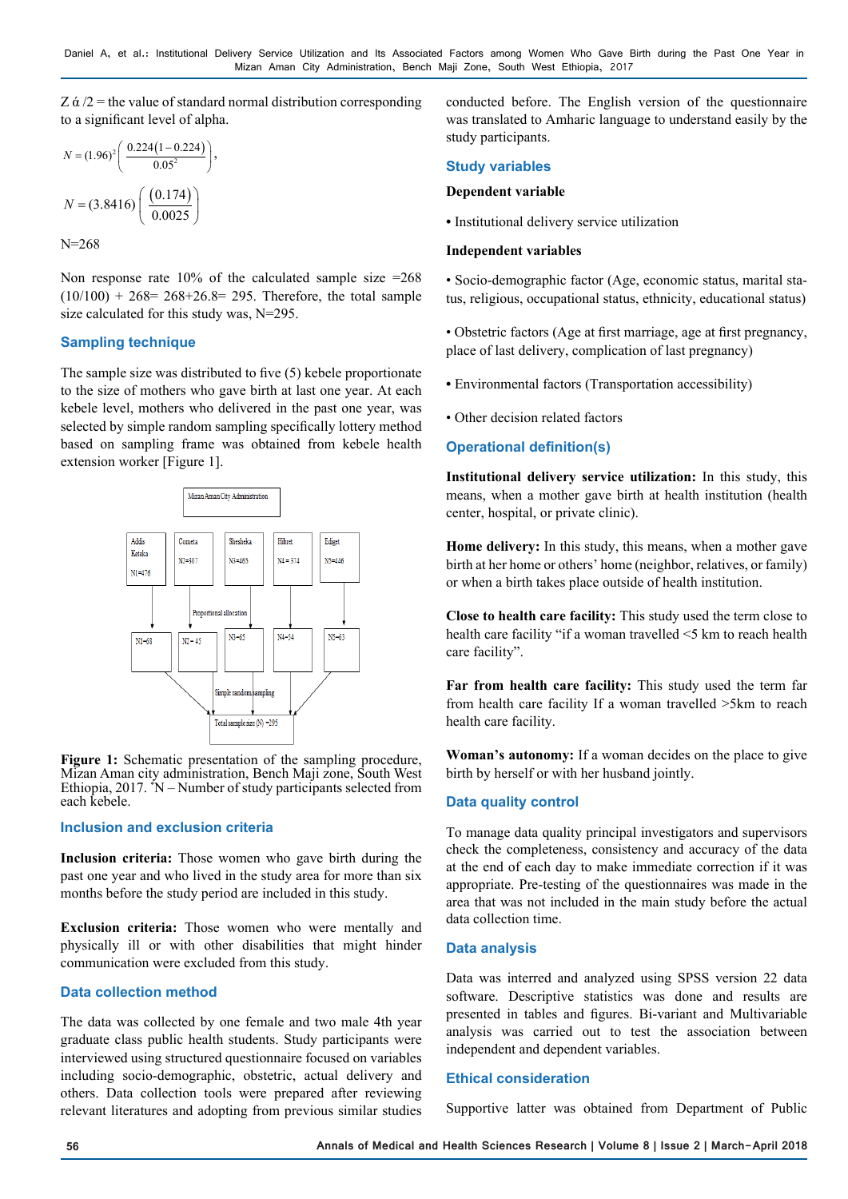Z ά /2 = the value of standard normal distribution corresponding to a significant level of alpha.

$$N = (1.96)^2 \left( \frac{0.224(1-0.224)}{0.05^2} \right),$$

$$N = (3.8416) \left( \frac{(0.174)}{0.0025} \right)$$

N=268

Non response rate 10% of the calculated sample size =268 (10/100) + 268= 268+26.8= 295. Therefore, the total sample size calculated for this study was, N=295.

## Sampling technique

The sample size was distributed to five (5) kebele proportionate to the size of mothers who gave birth at last one year. At each kebele level, mothers who delivered in the past one year, was selected by simple random sampling specifically lottery method based on sampling frame was obtained from kebele health extension worker [Figure 1].

Mizan Aman City Administration

| Addis Keteka N1=476 | Cometa N2=307 | Shesheka N3=465 | Hibret N4=374 | Edget N5=446 |
|---|---|---|---|---|

Proportional allocation

| N1=68 | N2=45 | N3=65 | N4=54 | N5=63 |
|---|---|---|---|---|

Simple random sampling

Total sample size (N) =295

**Figure 1:** Schematic presentation of the sampling procedure, Mizan Aman city administration, Bench Maji zone, South West Ethiopia, 2017. *N – Number of study participants selected from each kebele.

## Inclusion and exclusion criteria

**Inclusion criteria:** Those women who gave birth during the past one year and who lived in the study area for more than six months before the study period are included in this study.

**Exclusion criteria:** Those women who were mentally and physically ill or with other disabilities that might hinder communication were excluded from this study.

## Data collection method

The data was collected by one female and two male 4th year graduate class public health students. Study participants were interviewed using structured questionnaire focused on variables including socio-demographic, obstetric, actual delivery and others. Data collection tools were prepared after reviewing relevant literatures and adopting from previous similar studies conducted before. The English version of the questionnaire was translated to Amharic language to understand easily by the study participants.

## Study variables

**Dependent variable**

- Institutional delivery service utilization

**Independent variables**

- Socio-demographic factor (Age, economic status, marital status, religious, occupational status, ethnicity, educational status)
- Obstetric factors (Age at first marriage, age at first pregnancy, place of last delivery, complication of last pregnancy)
- Environmental factors (Transportation accessibility)
- Other decision related factors

## Operational definition(s)

**Institutional delivery service utilization:** In this study, this means, when a mother gave birth at health institution (health center, hospital, or private clinic).

**Home delivery:** In this study, this means, when a mother gave birth at her home or others' home (neighbor, relatives, or family) or when a birth takes place outside of health institution.

**Close to health care facility:** This study used the term close to health care facility "if a woman travelled <5 km to reach health care facility".

**Far from health care facility:** This study used the term far from health care facility If a woman travelled >5km to reach health care facility.

**Woman's autonomy:** If a woman decides on the place to give birth by herself or with her husband jointly.

## Data quality control

To manage data quality principal investigators and supervisors check the completeness, consistency and accuracy of the data at the end of each day to make immediate correction if it was appropriate. Pre-testing of the questionnaires was made in the area that was not included in the main study before the actual data collection time.

## Data analysis

Data was interred and analyzed using SPSS version 22 data software. Descriptive statistics was done and results are presented in tables and figures. Bi-variant and Multivariable analysis was carried out to test the association between independent and dependent variables.

## Ethical consideration

Supportive latter was obtained from Department of Public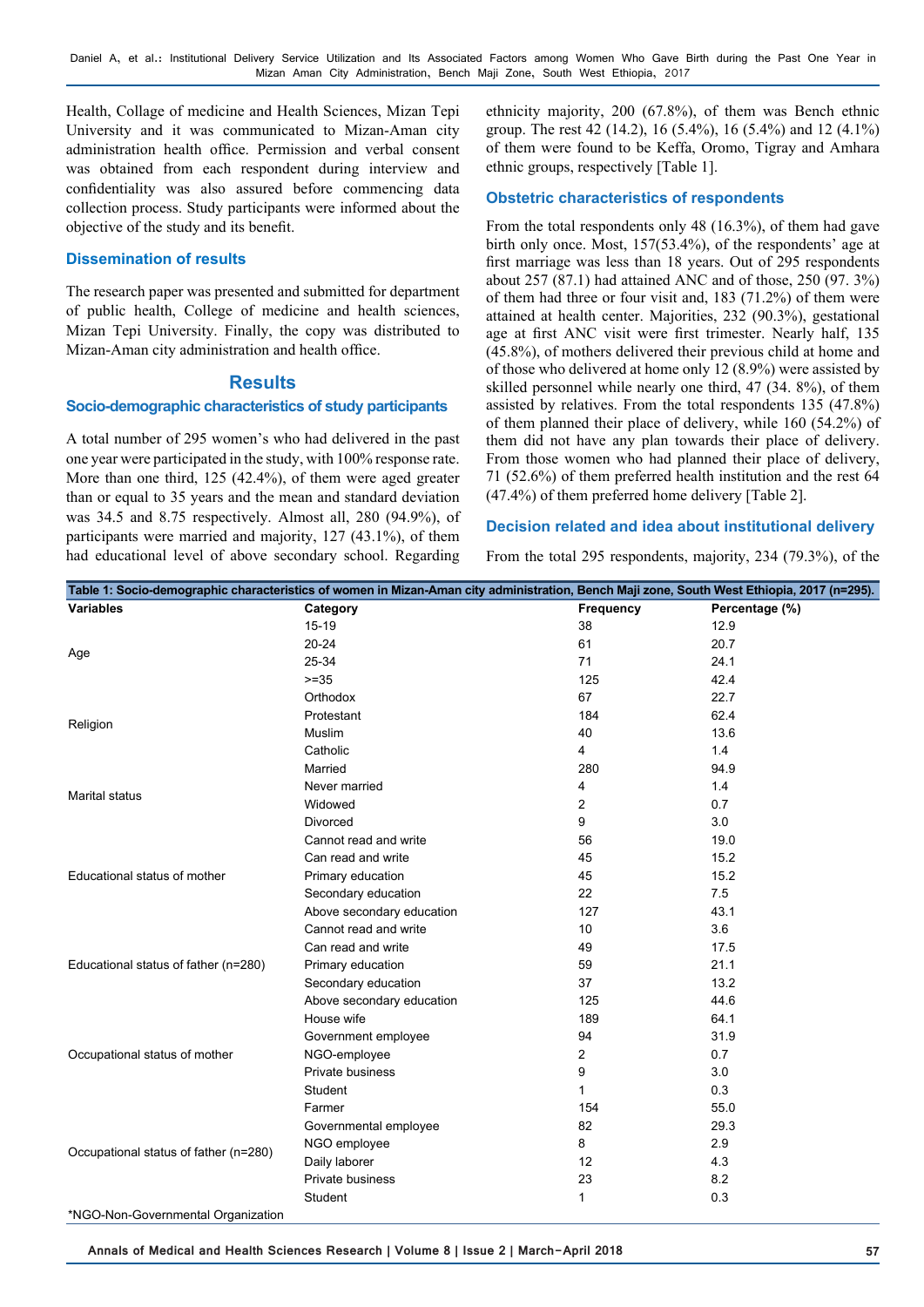Health, Collage of medicine and Health Sciences, Mizan Tepi University and it was communicated to Mizan-Aman city administration health office. Permission and verbal consent was obtained from each respondent during interview and confidentiality was also assured before commencing data collection process. Study participants were informed about the objective of the study and its benefit.

### Dissemination of results

The research paper was presented and submitted for department of public health, College of medicine and health sciences, Mizan Tepi University. Finally, the copy was distributed to Mizan-Aman city administration and health office.

## Results

### Socio-demographic characteristics of study participants

A total number of 295 women's who had delivered in the past one year were participated in the study, with 100% response rate. More than one third, 125 (42.4%), of them were aged greater than or equal to 35 years and the mean and standard deviation was 34.5 and 8.75 respectively. Almost all, 280 (94.9%), of participants were married and majority, 127 (43.1%), of them had educational level of above secondary school. Regarding ethnicity majority, 200 (67.8%), of them was Bench ethnic group. The rest 42 (14.2), 16 (5.4%), 16 (5.4%) and 12 (4.1%) of them were found to be Keffa, Oromo, Tigray and Amhara ethnic groups, respectively [Table 1].

### Obstetric characteristics of respondents

From the total respondents only 48 (16.3%), of them had gave birth only once. Most, 157(53.4%), of the respondents' age at first marriage was less than 18 years. Out of 295 respondents about 257 (87.1) had attained ANC and of those, 250 (97. 3%) of them had three or four visit and, 183 (71.2%) of them were attained at health center. Majorities, 232 (90.3%), gestational age at first ANC visit were first trimester. Nearly half, 135 (45.8%), of mothers delivered their previous child at home and of those who delivered at home only 12 (8.9%) were assisted by skilled personnel while nearly one third, 47 (34. 8%), of them assisted by relatives. From the total respondents 135 (47.8%) of them planned their place of delivery, while 160 (54.2%) of them did not have any plan towards their place of delivery. From those women who had planned their place of delivery, 71 (52.6%) of them preferred health institution and the rest 64 (47.4%) of them preferred home delivery [Table 2].

### Decision related and idea about institutional delivery

From the total 295 respondents, majority, 234 (79.3%), of the

**Table 1: Socio-demographic characteristics of women in Mizan-Aman city administration, Bench Maji zone, South West Ethiopia, 2017 (n=295).**

| Variables | Category | Frequency | Percentage (%) |
|---|---|---|---|
| Age | 15-19 | 38 | 12.9 |
| | 20-24 | 61 | 20.7 |
| | 25-34 | 71 | 24.1 |
| | >=35 | 125 | 42.4 |
| Religion | Orthodox | 67 | 22.7 |
| | Protestant | 184 | 62.4 |
| | Muslim | 40 | 13.6 |
| | Catholic | 4 | 1.4 |
| Marital status | Married | 280 | 94.9 |
| | Never married | 4 | 1.4 |
| | Widowed | 2 | 0.7 |
| | Divorced | 9 | 3.0 |
| Educational status of mother | Cannot read and write | 56 | 19.0 |
| | Can read and write | 45 | 15.2 |
| | Primary education | 45 | 15.2 |
| | Secondary education | 22 | 7.5 |
| | Above secondary education | 127 | 43.1 |
| Educational status of father (n=280) | Cannot read and write | 10 | 3.6 |
| | Can read and write | 49 | 17.5 |
| | Primary education | 59 | 21.1 |
| | Secondary education | 37 | 13.2 |
| | Above secondary education | 125 | 44.6 |
| Occupational status of mother | House wife | 189 | 64.1 |
| | Government employee | 94 | 31.9 |
| | NGO-employee | 2 | 0.7 |
| | Private business | 9 | 3.0 |
| | Student | 1 | 0.3 |
| Occupational status of father (n=280) | Farmer | 154 | 55.0 |
| | Governmental employee | 82 | 29.3 |
| | NGO employee | 8 | 2.9 |
| | Daily laborer | 12 | 4.3 |
| | Private business | 23 | 8.2 |
| | Student | 1 | 0.3 |

*NGO-Non-Governmental Organization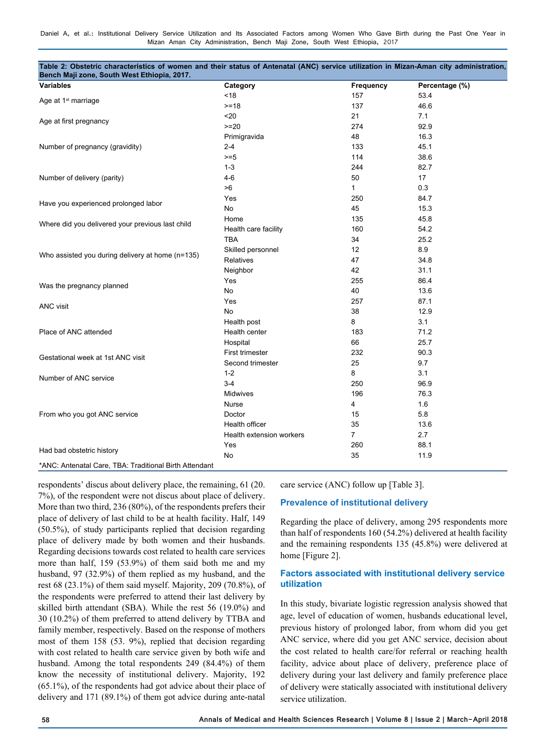**Table 2: Obstetric characteristics of women and their status of Antenatal (ANC) service utilization in Mizan-Aman city administration, Bench Maji zone, South West Ethiopia, 2017.**

| Variables | Category | Frequency | Percentage (%) |
|---|---|---|---|
| Age at 1st marriage | <18 | 157 | 53.4 |
| | >=18 | 137 | 46.6 |
| Age at first pregnancy | <20 | 21 | 7.1 |
| | >=20 | 274 | 92.9 |
| Number of pregnancy (gravidity) | Primigravida | 48 | 16.3 |
| | 2-4 | 133 | 45.1 |
| | >=5 | 114 | 38.6 |
| Number of delivery (parity) | 1-3 | 244 | 82.7 |
| | 4-6 | 50 | 17 |
| | >6 | 1 | 0.3 |
| Have you experienced prolonged labor | Yes | 250 | 84.7 |
| | No | 45 | 15.3 |
| Where did you delivered your previous last child | Home | 135 | 45.8 |
| | Health care facility | 160 | 54.2 |
| Who assisted you during delivery at home (n=135) | TBA | 34 | 25.2 |
| | Skilled personnel | 12 | 8.9 |
| | Relatives | 47 | 34.8 |
| | Neighbor | 42 | 31.1 |
| Was the pregnancy planned | Yes | 255 | 86.4 |
| | No | 40 | 13.6 |
| ANC visit | Yes | 257 | 87.1 |
| | No | 38 | 12.9 |
| Place of ANC attended | Health post | 8 | 3.1 |
| | Health center | 183 | 71.2 |
| | Hospital | 66 | 25.7 |
| Gestational week at 1st ANC visit | First trimester | 232 | 90.3 |
| | Second trimester | 25 | 9.7 |
| Number of ANC service | 1-2 | 8 | 3.1 |
| | 3-4 | 250 | 96.9 |
| From who you got ANC service | Midwives | 196 | 76.3 |
| | Nurse | 4 | 1.6 |
| | Doctor | 15 | 5.8 |
| | Health officer | 35 | 13.6 |
| | Health extension workers | 7 | 2.7 |
| Had bad obstetric history | Yes | 260 | 88.1 |
| | No | 35 | 11.9 |

*ANC: Antenatal Care, TBA: Traditional Birth Attendant

respondents' discus about delivery place, the remaining, 61 (20.7%), of the respondent were not discus about place of delivery. More than two third, 236 (80%), of the respondents prefers their place of delivery of last child to be at health facility. Half, 149 (50.5%), of study participants replied that decision regarding place of delivery made by both women and their husbands. Regarding decisions towards cost related to health care services more than half, 159 (53.9%) of them said both me and my husband, 97 (32.9%) of them replied as my husband, and the rest 68 (23.1%) of them said myself. Majority, 209 (70.8%), of the respondents were preferred to attend their last delivery by skilled birth attendant (SBA). While the rest 56 (19.0%) and 30 (10.2%) of them preferred to attend delivery by TTBA and family member, respectively. Based on the response of mothers most of them 158 (53. 9%), replied that decision regarding with cost related to health care service given by both wife and husband. Among the total respondents 249 (84.4%) of them know the necessity of institutional delivery. Majority, 192 (65.1%), of the respondents had got advice about their place of delivery and 171 (89.1%) of them got advice during ante-natal care service (ANC) follow up [Table 3].

## Prevalence of institutional delivery

Regarding the place of delivery, among 295 respondents more than half of respondents 160 (54.2%) delivered at health facility and the remaining respondents 135 (45.8%) were delivered at home [Figure 2].

## Factors associated with institutional delivery service utilization

In this study, bivariate logistic regression analysis showed that age, level of education of women, husbands educational level, previous history of prolonged labor, from whom did you get ANC service, where did you get ANC service, decision about the cost related to health care/for referral or reaching health facility, advice about place of delivery, preference place of delivery during your last delivery and family preference place of delivery were statically associated with institutional delivery service utilization.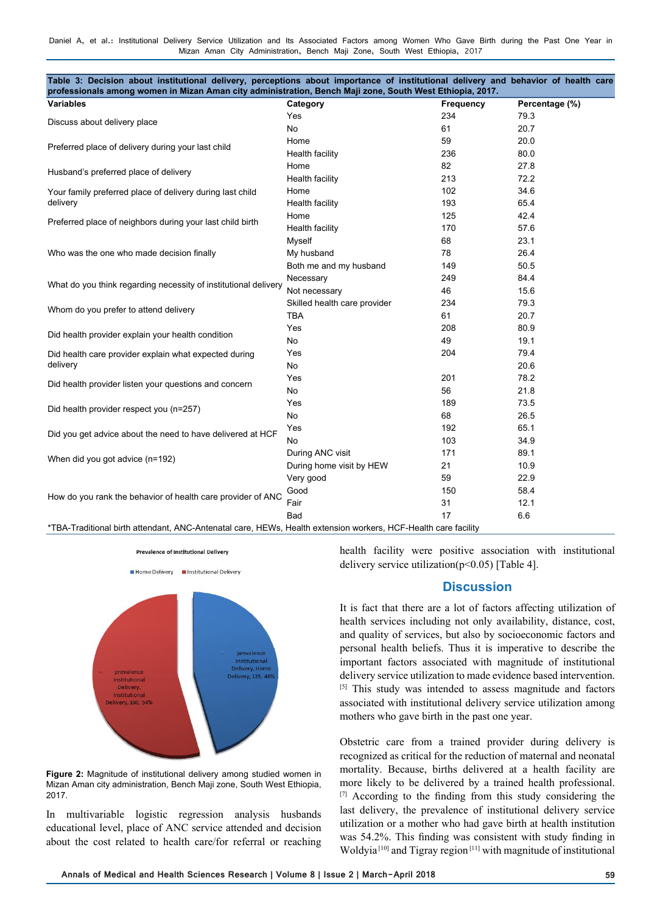**Table 3: Decision about institutional delivery, perceptions about importance of institutional delivery and behavior of health care professionals among women in Mizan Aman city administration, Bench Maji zone, South West Ethiopia, 2017.**

| Variables | Category | Frequency | Percentage (%) |
|---|---|---|---|
| Discuss about delivery place | Yes | 234 | 79.3 |
| | No | 61 | 20.7 |
| Preferred place of delivery during your last child | Home | 59 | 20.0 |
| | Health facility | 236 | 80.0 |
| Husband's preferred place of delivery | Home | 82 | 27.8 |
| | Health facility | 213 | 72.2 |
| Your family preferred place of delivery during last child delivery | Home | 102 | 34.6 |
| | Health facility | 193 | 65.4 |
| Preferred place of neighbors during your last child birth | Home | 125 | 42.4 |
| | Health facility | 170 | 57.6 |
| Who was the one who made decision finally | Myself | 68 | 23.1 |
| | My husband | 78 | 26.4 |
| | Both me and my husband | 149 | 50.5 |
| What do you think regarding necessity of institutional delivery | Necessary | 249 | 84.4 |
| | Not necessary | 46 | 15.6 |
| Whom do you prefer to attend delivery | Skilled health care provider | 234 | 79.3 |
| | TBA | 61 | 20.7 |
| Did health provider explain your health condition | Yes | 208 | 80.9 |
| | No | 49 | 19.1 |
| Did health care provider explain what expected during delivery | Yes | 204 | 79.4 |
| | No | | 20.6 |
| Did health provider listen your questions and concern | Yes | 201 | 78.2 |
| | No | 56 | 21.8 |
| Did health provider respect you (n=257) | Yes | 189 | 73.5 |
| | No | 68 | 26.5 |
| Did you get advice about the need to have delivered at HCF | Yes | 192 | 65.1 |
| | No | 103 | 34.9 |
| When did you got advice (n=192) | During ANC visit | 171 | 89.1 |
| | During home visit by HEW | 21 | 10.9 |
| How do you rank the behavior of health care provider of ANC | Very good | 59 | 22.9 |
| | Good | 150 | 58.4 |
| | Fair | 31 | 12.1 |
| | Bad | 17 | 6.6 |

*TBA-Traditional birth attendant, ANC-Antenatal care, HEWs, Health extension workers, HCF-Health care facility

**Figure 2:** Magnitude of institutional delivery among studied women in Mizan Aman city administration, Bench Maji zone, South West Ethiopia, 2017.

In multivariable logistic regression analysis husbands educational level, place of ANC service attended and decision about the cost related to health care/for referral or reaching health facility were positive association with institutional delivery service utilization(p<0.05) [Table 4].

## Discussion

It is fact that there are a lot of factors affecting utilization of health services including not only availability, distance, cost, and quality of services, but also by socioeconomic factors and personal health beliefs. Thus it is imperative to describe the important factors associated with magnitude of institutional delivery service utilization to made evidence based intervention. [5] This study was intended to assess magnitude and factors associated with institutional delivery service utilization among mothers who gave birth in the past one year.

Obstetric care from a trained provider during delivery is recognized as critical for the reduction of maternal and neonatal mortality. Because, births delivered at a health facility are more likely to be delivered by a trained health professional. [7] According to the finding from this study considering the last delivery, the prevalence of institutional delivery service utilization or a mother who had gave birth at health institution was 54.2%. This finding was consistent with study finding in Woldyia[10] and Tigray region[11] with magnitude of institutional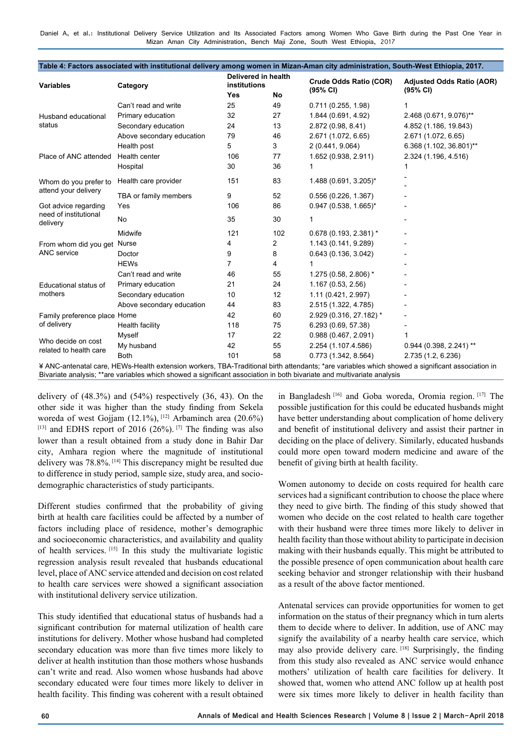**Table 4: Factors associated with institutional delivery among women in Mizan-Aman city administration, South-West Ethiopia, 2017.**

| Variables | Category | Delivered in health institutions | | Crude Odds Ratio (COR) (95% CI) | Adjusted Odds Ratio (AOR) (95% CI) |
|---|---|---|---|---|---|
| | | Yes | No | | |
| Husband educational status | Can't read and write | 25 | 49 | 0.711 (0.255, 1.98) | 1 |
| | Primary education | 32 | 27 | 1.844 (0.691, 4.92) | 2.468 (0.671, 9.076)** |
| | Secondary education | 24 | 13 | 2.872 (0.98, 8.41) | 4.852 (1.186, 19.843) |
| | Above secondary education | 79 | 46 | 2.671 (1.072, 6.65) | 2.671 (1.072, 6.65) |
| Place of ANC attended | Health post | 5 | 3 | 2 (0.441, 9.064) | 6.368 (1.102, 36.801)** |
| | Health center | 106 | 77 | 1.652 (0.938, 2.911) | 2.324 (1.196, 4.516) |
| | Hospital | 30 | 36 | 1 | 1 |
| Whom do you prefer to attend your delivery | Health care provider | 151 | 83 | 1.488 (0.691, 3.205)* | - |
| | TBA or family members | 9 | 52 | 0.556 (0.226, 1.367) | - |
| Got advice regarding need of institutional delivery | Yes | 106 | 86 | 0.947 (0.538, 1.665)* | - |
| | No | 35 | 30 | 1 | - |
| From whom did you get ANC service | Midwife | 121 | 102 | 0.678 (0.193, 2.381) * | - |
| | Nurse | 4 | 2 | 1.143 (0.141, 9.289) | - |
| | Doctor | 9 | 8 | 0.643 (0.136, 3.042) | - |
| | HEWs | 7 | 4 | 1 | - |
| Educational status of mothers | Can't read and write | 46 | 55 | 1.275 (0.58, 2.806) * | - |
| | Primary education | 21 | 24 | 1.167 (0.53, 2.56) | - |
| | Secondary education | 10 | 12 | 1.11 (0.421, 2.997) | - |
| | Above secondary education | 44 | 83 | 2.515 (1.322, 4.785) | - |
| Family preference place of delivery | Home | 42 | 60 | 2.929 (0.316, 27.182) * | - |
| | Health facility | 118 | 75 | 6.293 (0.69, 57.38) | - |
| Who decide on cost related to health care | Myself | 17 | 22 | 0.988 (0.467, 2.091) | 1 |
| | My husband | 42 | 55 | 2.254 (1.107.4.586) | 0.944 (0.398, 2.241) ** |
| | Both | 101 | 58 | 0.773 (1.342, 8.564) | 2.735 (1.2, 6.236) |

¥ ANC-antenatal care, HEWs-Health extension workers, TBA-Traditional birth attendants; *are variables which showed a significant association in Bivariate analysis; **are variables which showed a significant association in both bivariate and multivariate analysis

delivery of (48.3%) and (54%) respectively (36, 43). On the other side it was higher than the study finding from Sekela woreda of west Gojjam (12.1%), [12] Arbaminch area (20.6%) [13] and EDHS report of 2016 (26%). [7] The finding was also lower than a result obtained from a study done in Bahir Dar city, Amhara region where the magnitude of institutional delivery was 78.8%. [14] This discrepancy might be resulted due to difference in study period, sample size, study area, and socio-demographic characteristics of study participants.

Different studies confirmed that the probability of giving birth at health care facilities could be affected by a number of factors including place of residence, mother's demographic and socioeconomic characteristics, and availability and quality of health services. [15] In this study the multivariate logistic regression analysis result revealed that husbands educational level, place of ANC service attended and decision on cost related to health care services were showed a significant association with institutional delivery service utilization.

This study identified that educational status of husbands had a significant contribution for maternal utilization of health care institutions for delivery. Mother whose husband had completed secondary education was more than five times more likely to deliver at health institution than those mothers whose husbands can't write and read. Also women whose husbands had above secondary educated were four times more likely to deliver in health facility. This finding was coherent with a result obtained in Bangladesh [16] and Goba woreda, Oromia region. [17] The possible justification for this could be educated husbands might have better understanding about complication of home delivery and benefit of institutional delivery and assist their partner in deciding on the place of delivery. Similarly, educated husbands could more open toward modern medicine and aware of the benefit of giving birth at health facility.

Women autonomy to decide on costs required for health care services had a significant contribution to choose the place where they need to give birth. The finding of this study showed that women who decide on the cost related to health care together with their husband were three times more likely to deliver in health facility than those without ability to participate in decision making with their husbands equally. This might be attributed to the possible presence of open communication about health care seeking behavior and stronger relationship with their husband as a result of the above factor mentioned.

Antenatal services can provide opportunities for women to get information on the status of their pregnancy which in turn alerts them to decide where to deliver. In addition, use of ANC may signify the availability of a nearby health care service, which may also provide delivery care. [18] Surprisingly, the finding from this study also revealed as ANC service would enhance mothers' utilization of health care facilities for delivery. It showed that, women who attend ANC follow up at health post were six times more likely to deliver in health facility than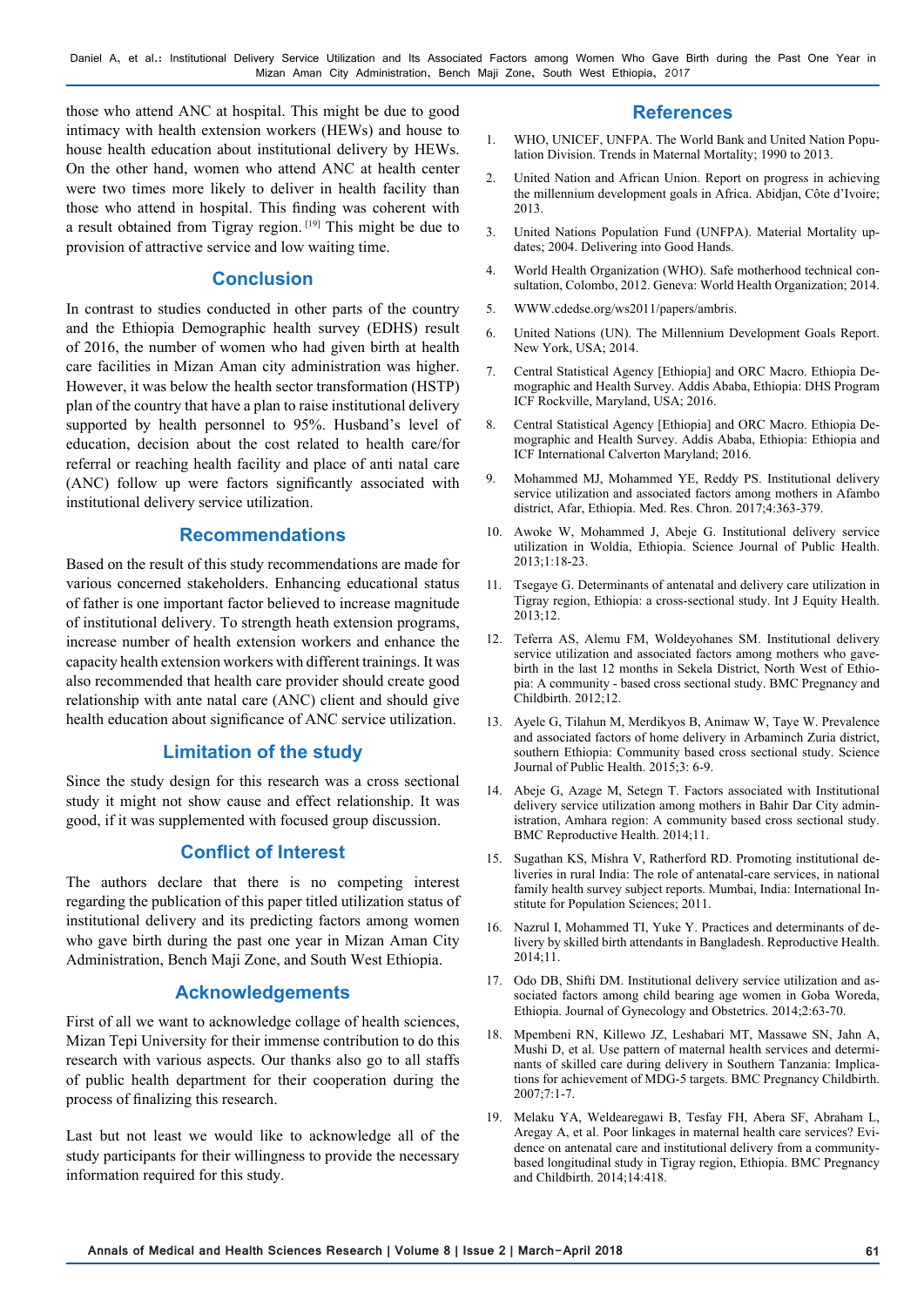those who attend ANC at hospital. This might be due to good intimacy with health extension workers (HEWs) and house to house health education about institutional delivery by HEWs. On the other hand, women who attend ANC at health center were two times more likely to deliver in health facility than those who attend in hospital. This finding was coherent with a result obtained from Tigray region. [19] This might be due to provision of attractive service and low waiting time.

## Conclusion

In contrast to studies conducted in other parts of the country and the Ethiopia Demographic health survey (EDHS) result of 2016, the number of women who had given birth at health care facilities in Mizan Aman city administration was higher. However, it was below the health sector transformation (HSTP) plan of the country that have a plan to raise institutional delivery supported by health personnel to 95%. Husband's level of education, decision about the cost related to health care/for referral or reaching health facility and place of anti natal care (ANC) follow up were factors significantly associated with institutional delivery service utilization.

## Recommendations

Based on the result of this study recommendations are made for various concerned stakeholders. Enhancing educational status of father is one important factor believed to increase magnitude of institutional delivery. To strength heath extension programs, increase number of health extension workers and enhance the capacity health extension workers with different trainings. It was also recommended that health care provider should create good relationship with ante natal care (ANC) client and should give health education about significance of ANC service utilization.

## Limitation of the study

Since the study design for this research was a cross sectional study it might not show cause and effect relationship. It was good, if it was supplemented with focused group discussion.

## Conflict of Interest

The authors declare that there is no competing interest regarding the publication of this paper titled utilization status of institutional delivery and its predicting factors among women who gave birth during the past one year in Mizan Aman City Administration, Bench Maji Zone, and South West Ethiopia.

## Acknowledgements

First of all we want to acknowledge collage of health sciences, Mizan Tepi University for their immense contribution to do this research with various aspects. Our thanks also go to all staffs of public health department for their cooperation during the process of finalizing this research.

Last but not least we would like to acknowledge all of the study participants for their willingness to provide the necessary information required for this study.

## References

1. WHO, UNICEF, UNFPA. The World Bank and United Nation Population Division. Trends in Maternal Mortality; 1990 to 2013.
2. United Nation and African Union. Report on progress in achieving the millennium development goals in Africa. Abidjan, Côte d'Ivoire; 2013.
3. United Nations Population Fund (UNFPA). Material Mortality updates; 2004. Delivering into Good Hands.
4. World Health Organization (WHO). Safe motherhood technical consultation, Colombo, 2012. Geneva: World Health Organization; 2014.
5. WWW.cdedse.org/ws2011/papers/ambris.
6. United Nations (UN). The Millennium Development Goals Report. New York, USA; 2014.
7. Central Statistical Agency [Ethiopia] and ORC Macro. Ethiopia Demographic and Health Survey. Addis Ababa, Ethiopia: DHS Program ICF Rockville, Maryland, USA; 2016.
8. Central Statistical Agency [Ethiopia] and ORC Macro. Ethiopia Demographic and Health Survey. Addis Ababa, Ethiopia: Ethiopia and ICF International Calverton Maryland; 2016.
9. Mohammed MJ, Mohammed YE, Reddy PS. Institutional delivery service utilization and associated factors among mothers in Afambo district, Afar, Ethiopia. Med. Res. Chron. 2017;4:363-379.
10. Awoke W, Mohammed J, Abeje G. Institutional delivery service utilization in Woldia, Ethiopia. Science Journal of Public Health. 2013;1:18-23.
11. Tsegaye G. Determinants of antenatal and delivery care utilization in Tigray region, Ethiopia: a cross-sectional study. Int J Equity Health. 2013;12.
12. Teferra AS, Alemu FM, Woldeyohanes SM. Institutional delivery service utilization and associated factors among mothers who gave-birth in the last 12 months in Sekela District, North West of Ethiopia: A community - based cross sectional study. BMC Pregnancy and Childbirth. 2012;12.
13. Ayele G, Tilahun M, Merdikyos B, Animaw W, Taye W. Prevalence and associated factors of home delivery in Arbaminch Zuria district, southern Ethiopia: Community based cross sectional study. Science Journal of Public Health. 2015;3: 6-9.
14. Abeje G, Azage M, Setegn T. Factors associated with Institutional delivery service utilization among mothers in Bahir Dar City administration, Amhara region: A community based cross sectional study. BMC Reproductive Health. 2014;11.
15. Sugathan KS, Mishra V, Ratherford RD. Promoting institutional deliveries in rural India: The role of antenatal-care services, in national family health survey subject reports. Mumbai, India: International Institute for Population Sciences; 2011.
16. Nazrul I, Mohammed TI, Yuke Y. Practices and determinants of delivery by skilled birth attendants in Bangladesh. Reproductive Health. 2014;11.
17. Odo DB, Shifti DM. Institutional delivery service utilization and associated factors among child bearing age women in Goba Woreda, Ethiopia. Journal of Gynecology and Obstetrics. 2014;2:63-70.
18. Mpembeni RN, Killewo JZ, Leshabari MT, Massawe SN, Jahn A, Mushi D, et al. Use pattern of maternal health services and determinants of skilled care during delivery in Southern Tanzania: Implications for achievement of MDG-5 targets. BMC Pregnancy Childbirth. 2007;7:1-7.
19. Melaku YA, Weldearegawi B, Tesfay FH, Abera SF, Abraham L, Aregay A, et al. Poor linkages in maternal health care services? Evidence on antenatal care and institutional delivery from a community-based longitudinal study in Tigray region, Ethiopia. BMC Pregnancy and Childbirth. 2014;14:418.